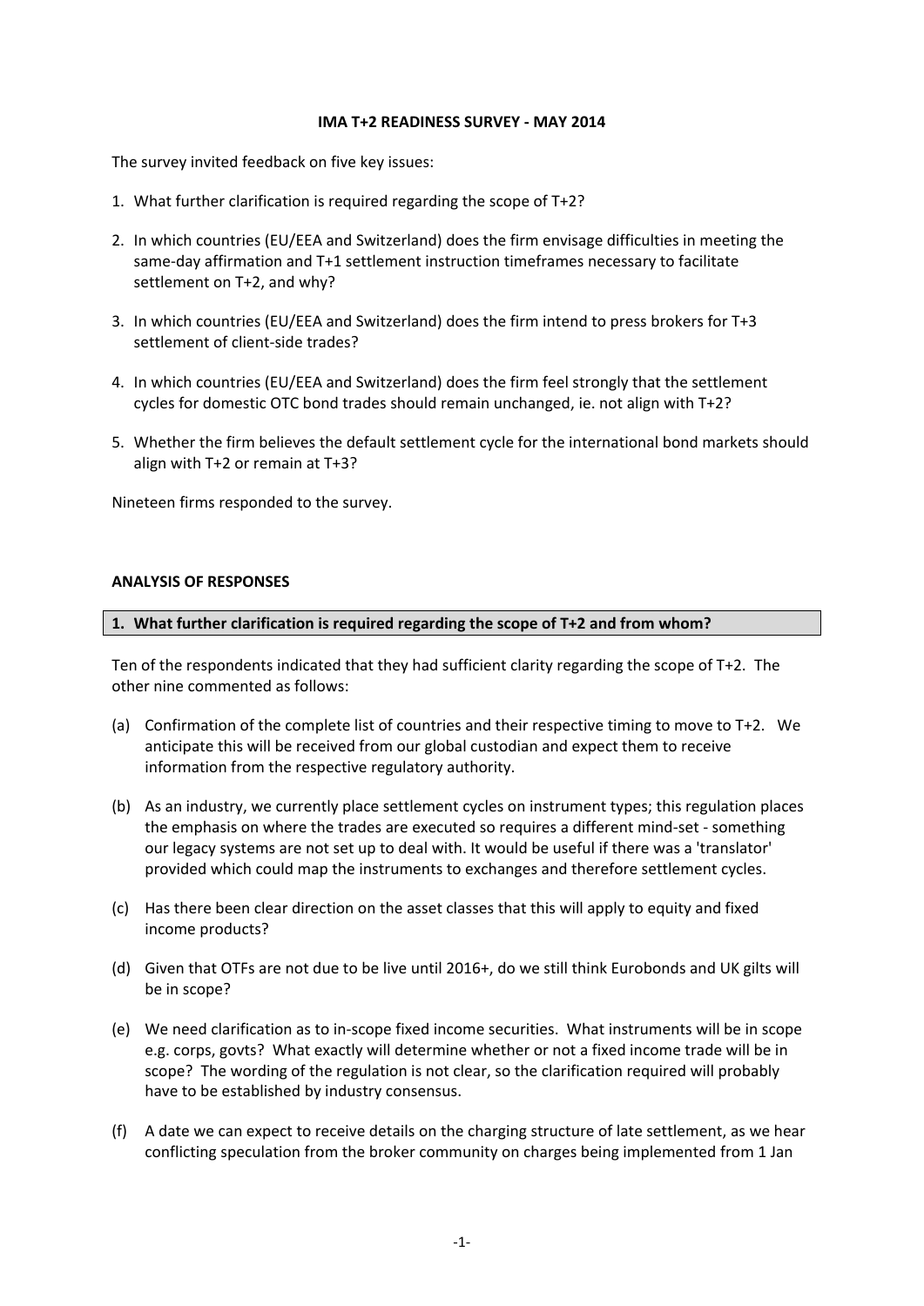# IMA T+2 READINESS SURVEY - MAY 2014

The survey invited feedback on five key issues:

1. What further clarification is required regarding the scope of T+2?
2. In which countries (EU/EEA and Switzerland) does the firm envisage difficulties in meeting the same-day affirmation and T+1 settlement instruction timeframes necessary to facilitate settlement on T+2, and why?
3. In which countries (EU/EEA and Switzerland) does the firm intend to press brokers for T+3 settlement of client-side trades?
4. In which countries (EU/EEA and Switzerland) does the firm feel strongly that the settlement cycles for domestic OTC bond trades should remain unchanged, ie. not align with T+2?
5. Whether the firm believes the default settlement cycle for the international bond markets should align with T+2 or remain at T+3?

Nineteen firms responded to the survey.

## ANALYSIS OF RESPONSES

### 1. What further clarification is required regarding the scope of T+2 and from whom?

Ten of the respondents indicated that they had sufficient clarity regarding the scope of T+2. The other nine commented as follows:

(a) Confirmation of the complete list of countries and their respective timing to move to T+2. We anticipate this will be received from our global custodian and expect them to receive information from the respective regulatory authority.

(b) As an industry, we currently place settlement cycles on instrument types; this regulation places the emphasis on where the trades are executed so requires a different mind-set - something our legacy systems are not set up to deal with. It would be useful if there was a 'translator' provided which could map the instruments to exchanges and therefore settlement cycles.

(c) Has there been clear direction on the asset classes that this will apply to equity and fixed income products?

(d) Given that OTFs are not due to be live until 2016+, do we still think Eurobonds and UK gilts will be in scope?

(e) We need clarification as to in-scope fixed income securities. What instruments will be in scope e.g. corps, govts? What exactly will determine whether or not a fixed income trade will be in scope? The wording of the regulation is not clear, so the clarification required will probably have to be established by industry consensus.

(f) A date we can expect to receive details on the charging structure of late settlement, as we hear conflicting speculation from the broker community on charges being implemented from 1 Jan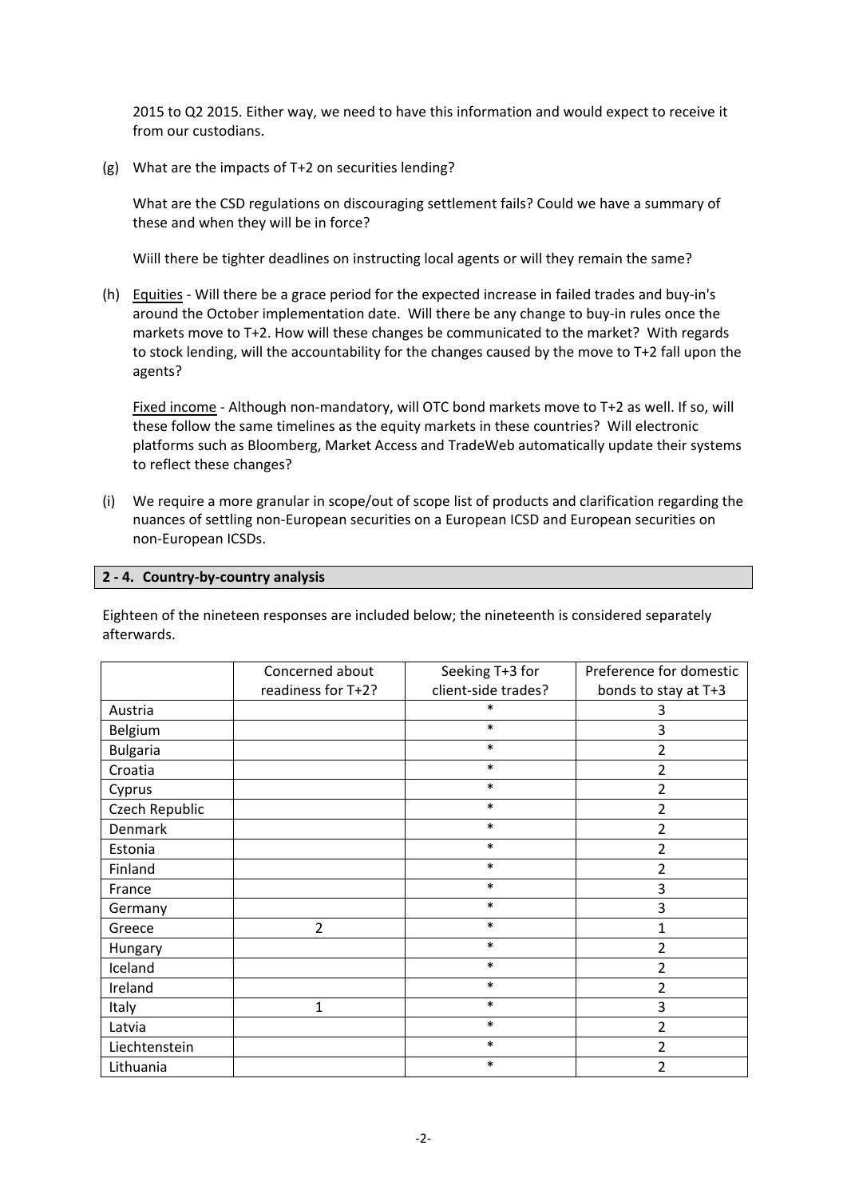2015 to Q2 2015. Either way, we need to have this information and would expect to receive it from our custodians.

(g) What are the impacts of T+2 on securities lending?

What are the CSD regulations on discouraging settlement fails? Could we have a summary of these and when they will be in force?

Wiill there be tighter deadlines on instructing local agents or will they remain the same?

(h) Equities - Will there be a grace period for the expected increase in failed trades and buy-in's around the October implementation date. Will there be any change to buy-in rules once the markets move to T+2. How will these changes be communicated to the market? With regards to stock lending, will the accountability for the changes caused by the move to T+2 fall upon the agents?

Fixed income - Although non-mandatory, will OTC bond markets move to T+2 as well. If so, will these follow the same timelines as the equity markets in these countries? Will electronic platforms such as Bloomberg, Market Access and TradeWeb automatically update their systems to reflect these changes?

(i) We require a more granular in scope/out of scope list of products and clarification regarding the nuances of settling non-European securities on a European ICSD and European securities on non-European ICSDs.

## 2 - 4. Country-by-country analysis

Eighteen of the nineteen responses are included below; the nineteenth is considered separately afterwards.

| | Concerned about readiness for T+2? | Seeking T+3 for client-side trades? | Preference for domestic bonds to stay at T+3 |
|---|---|---|---|
| Austria | | * | 3 |
| Belgium | | * | 3 |
| Bulgaria | | * | 2 |
| Croatia | | * | 2 |
| Cyprus | | * | 2 |
| Czech Republic | | * | 2 |
| Denmark | | * | 2 |
| Estonia | | * | 2 |
| Finland | | * | 2 |
| France | | * | 3 |
| Germany | | * | 3 |
| Greece | 2 | * | 1 |
| Hungary | | * | 2 |
| Iceland | | * | 2 |
| Ireland | | * | 2 |
| Italy | 1 | * | 3 |
| Latvia | | * | 2 |
| Liechtenstein | | * | 2 |
| Lithuania | | * | 2 |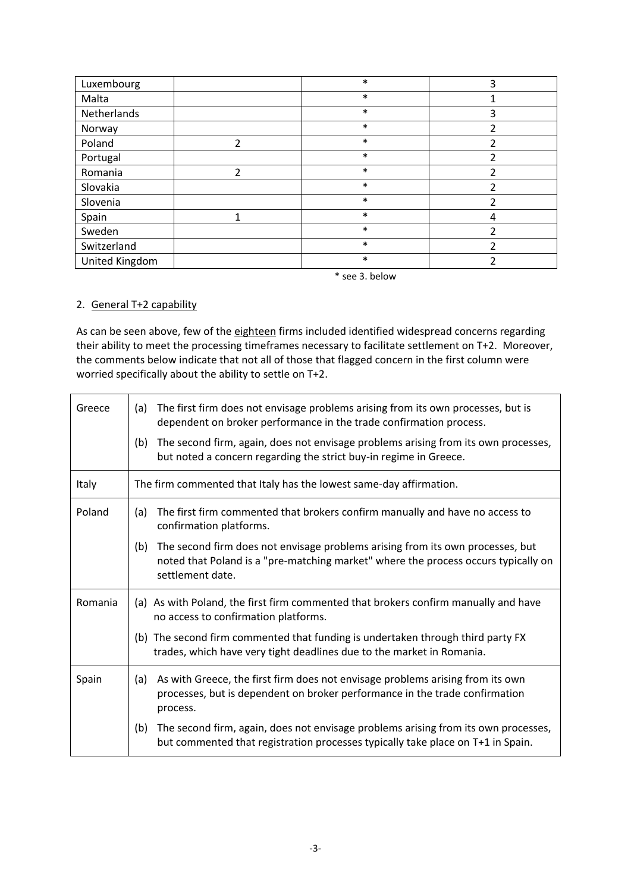| Luxembourg | | * | 3 |
|---|---|---|---|
| Malta | | * | 1 |
| Netherlands | | * | 3 |
| Norway | | * | 2 |
| Poland | 2 | * | 2 |
| Portugal | | * | 2 |
| Romania | 2 | * | 2 |
| Slovakia | | * | 2 |
| Slovenia | | * | 2 |
| Spain | 1 | * | 4 |
| Sweden | | * | 2 |
| Switzerland | | * | 2 |
| United Kingdom | | * | 2 |

* see 3. below

2. General T+2 capability

As can be seen above, few of the eighteen firms included identified widespread concerns regarding their ability to meet the processing timeframes necessary to facilitate settlement on T+2. Moreover, the comments below indicate that not all of those that flagged concern in the first column were worried specifically about the ability to settle on T+2.

| | |
|---|---|
| Greece | (a) The first firm does not envisage problems arising from its own processes, but is dependent on broker performance in the trade confirmation process.<br>(b) The second firm, again, does not envisage problems arising from its own processes, but noted a concern regarding the strict buy-in regime in Greece. |
| Italy | The firm commented that Italy has the lowest same-day affirmation. |
| Poland | (a) The first firm commented that brokers confirm manually and have no access to confirmation platforms.<br>(b) The second firm does not envisage problems arising from its own processes, but noted that Poland is a "pre-matching market" where the process occurs typically on settlement date. |
| Romania | (a) As with Poland, the first firm commented that brokers confirm manually and have no access to confirmation platforms.<br>(b) The second firm commented that funding is undertaken through third party FX trades, which have very tight deadlines due to the market in Romania. |
| Spain | (a) As with Greece, the first firm does not envisage problems arising from its own processes, but is dependent on broker performance in the trade confirmation process.<br>(b) The second firm, again, does not envisage problems arising from its own processes, but commented that registration processes typically take place on T+1 in Spain. |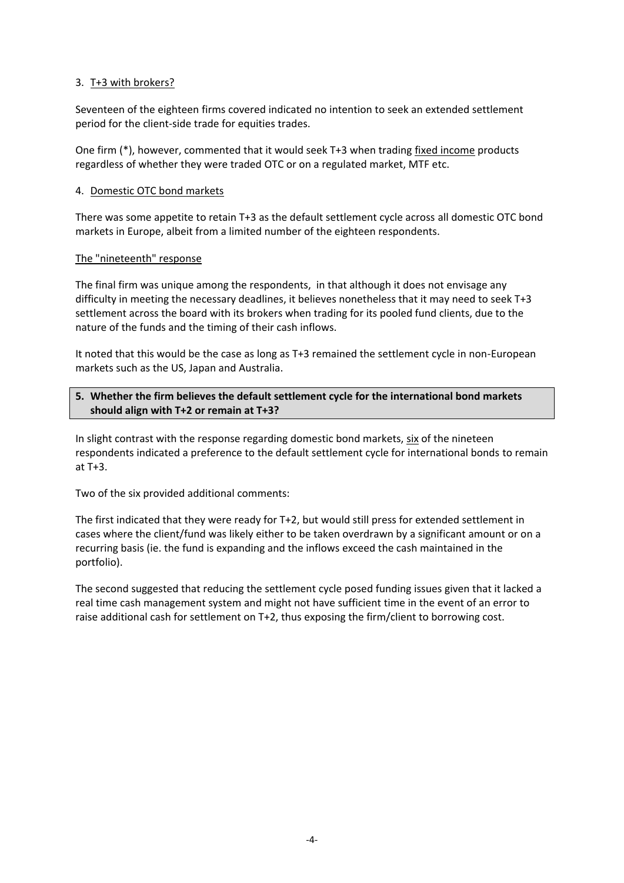3. T+3 with brokers?

Seventeen of the eighteen firms covered indicated no intention to seek an extended settlement period for the client-side trade for equities trades.

One firm (*), however, commented that it would seek T+3 when trading fixed income products regardless of whether they were traded OTC or on a regulated market, MTF etc.

4. Domestic OTC bond markets

There was some appetite to retain T+3 as the default settlement cycle across all domestic OTC bond markets in Europe, albeit from a limited number of the eighteen respondents.

The "nineteenth" response

The final firm was unique among the respondents, in that although it does not envisage any difficulty in meeting the necessary deadlines, it believes nonetheless that it may need to seek T+3 settlement across the board with its brokers when trading for its pooled fund clients, due to the nature of the funds and the timing of their cash inflows.

It noted that this would be the case as long as T+3 remained the settlement cycle in non-European markets such as the US, Japan and Australia.

**5. Whether the firm believes the default settlement cycle for the international bond markets should align with T+2 or remain at T+3?**

In slight contrast with the response regarding domestic bond markets, six of the nineteen respondents indicated a preference to the default settlement cycle for international bonds to remain at T+3.

Two of the six provided additional comments:

The first indicated that they were ready for T+2, but would still press for extended settlement in cases where the client/fund was likely either to be taken overdrawn by a significant amount or on a recurring basis (ie. the fund is expanding and the inflows exceed the cash maintained in the portfolio).

The second suggested that reducing the settlement cycle posed funding issues given that it lacked a real time cash management system and might not have sufficient time in the event of an error to raise additional cash for settlement on T+2, thus exposing the firm/client to borrowing cost.